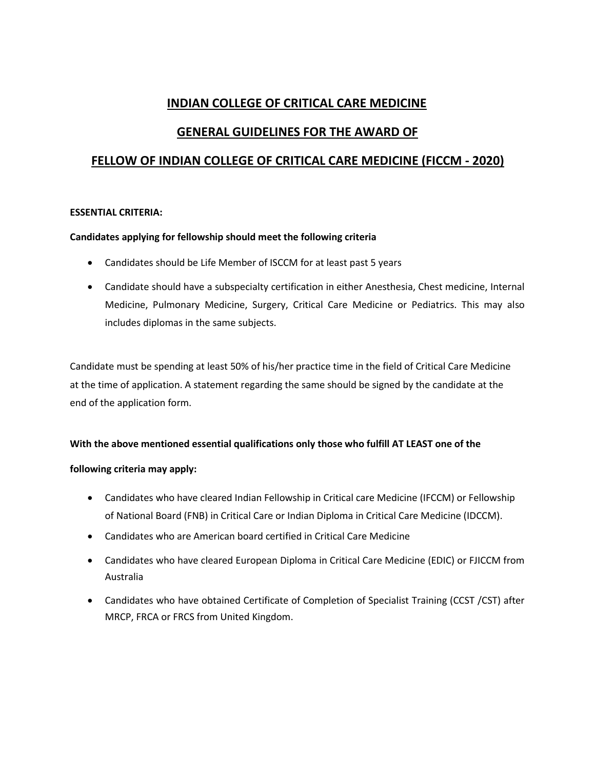# INDIAN COLLEGE OF CRITICAL CARE MEDICINE

## GENERAL GUIDELINES FOR THE AWARD OF

## FELLOW OF INDIAN COLLEGE OF CRITICAL CARE MEDICINE (FICCM - 2020)

**ESSENTIAL CRITERIA:**

**Candidates applying for fellowship should meet the following criteria**

- Candidates should be Life Member of ISCCM for at least past 5 years
- Candidate should have a subspecialty certification in either Anesthesia, Chest medicine, Internal Medicine, Pulmonary Medicine, Surgery, Critical Care Medicine or Pediatrics. This may also includes diplomas in the same subjects.

Candidate must be spending at least 50% of his/her practice time in the field of Critical Care Medicine at the time of application. A statement regarding the same should be signed by the candidate at the end of the application form.

**With the above mentioned essential qualifications only those who fulfill AT LEAST one of the following criteria may apply:**

- Candidates who have cleared Indian Fellowship in Critical care Medicine (IFCCM) or Fellowship of National Board (FNB) in Critical Care or Indian Diploma in Critical Care Medicine (IDCCM).
- Candidates who are American board certified in Critical Care Medicine
- Candidates who have cleared European Diploma in Critical Care Medicine (EDIC) or FJICCM from Australia
- Candidates who have obtained Certificate of Completion of Specialist Training (CCST /CST) after MRCP, FRCA or FRCS from United Kingdom.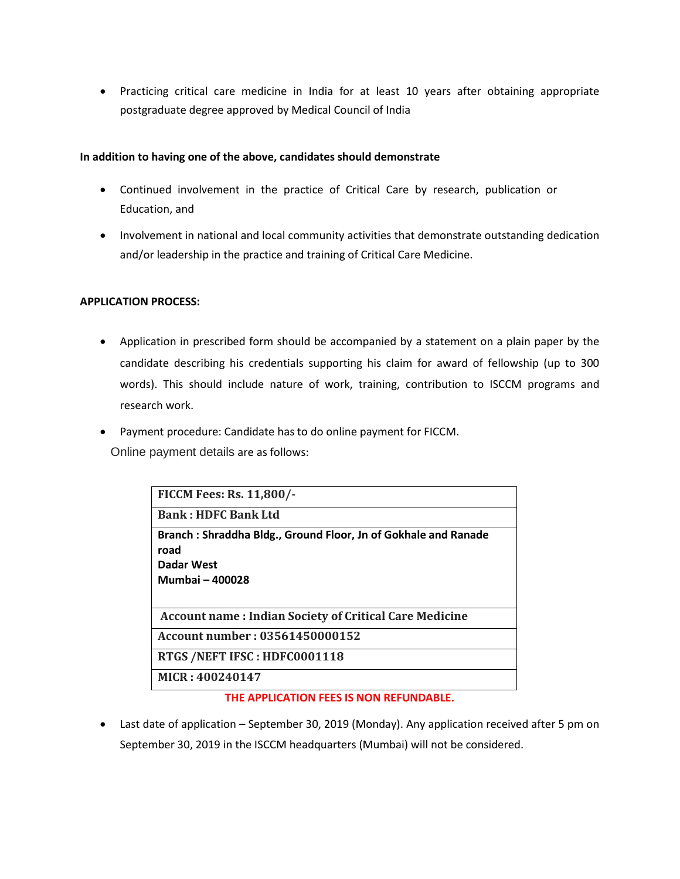- Practicing critical care medicine in India for at least 10 years after obtaining appropriate postgraduate degree approved by Medical Council of India

**In addition to having one of the above, candidates should demonstrate**

- Continued involvement in the practice of Critical Care by research, publication or Education, and
- Involvement in national and local community activities that demonstrate outstanding dedication and/or leadership in the practice and training of Critical Care Medicine.

**APPLICATION PROCESS:**

- Application in prescribed form should be accompanied by a statement on a plain paper by the candidate describing his credentials supporting his claim for award of fellowship (up to 300 words). This should include nature of work, training, contribution to ISCCM programs and research work.
- Payment procedure: Candidate has to do online payment for FICCM.
  Online payment details are as follows:

| **FICCM Fees: Rs. 11,800/-** |
|---|
| **Bank : HDFC Bank Ltd** |
| **Branch : Shraddha Bldg., Ground Floor, Jn of Gokhale and Ranade road Dadar West Mumbai – 400028** |
| **Account name : Indian Society of Critical Care Medicine** |
| **Account number : 03561450000152** |
| **RTGS /NEFT IFSC : HDFC0001118** |
| **MICR : 400240147** |

**THE APPLICATION FEES IS NON REFUNDABLE.**

- Last date of application – September 30, 2019 (Monday). Any application received after 5 pm on September 30, 2019 in the ISCCM headquarters (Mumbai) will not be considered.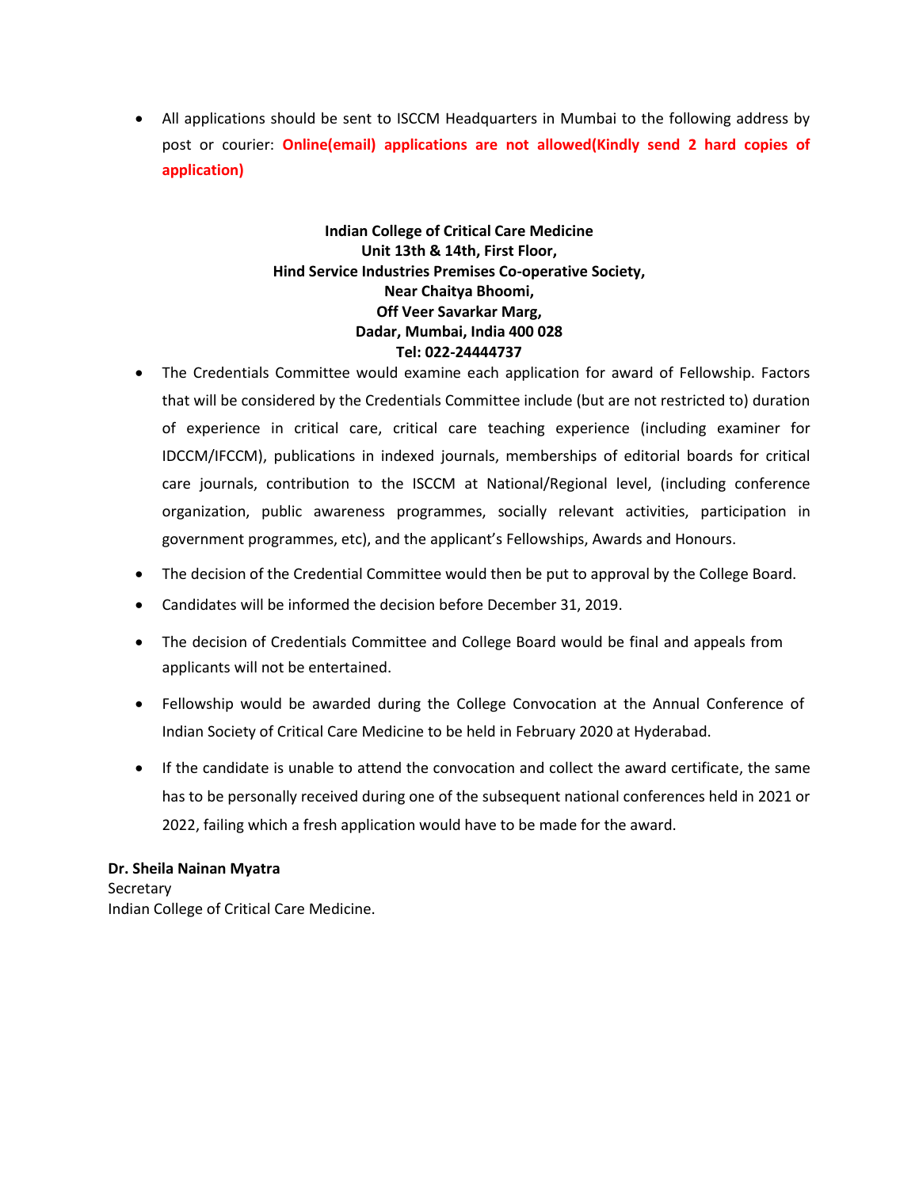- All applications should be sent to ISCCM Headquarters in Mumbai to the following address by post or courier: **Online(email) applications are not allowed(Kindly send 2 hard copies of application)**

**Indian College of Critical Care Medicine**
**Unit 13th & 14th, First Floor,**
**Hind Service Industries Premises Co-operative Society,**
**Near Chaitya Bhoomi,**
**Off Veer Savarkar Marg,**
**Dadar, Mumbai, India 400 028**
**Tel: 022-24444737**

- The Credentials Committee would examine each application for award of Fellowship. Factors that will be considered by the Credentials Committee include (but are not restricted to) duration of experience in critical care, critical care teaching experience (including examiner for IDCCM/IFCCM), publications in indexed journals, memberships of editorial boards for critical care journals, contribution to the ISCCM at National/Regional level, (including conference organization, public awareness programmes, socially relevant activities, participation in government programmes, etc), and the applicant's Fellowships, Awards and Honours.
- The decision of the Credential Committee would then be put to approval by the College Board.
- Candidates will be informed the decision before December 31, 2019.
- The decision of Credentials Committee and College Board would be final and appeals from applicants will not be entertained.
- Fellowship would be awarded during the College Convocation at the Annual Conference of Indian Society of Critical Care Medicine to be held in February 2020 at Hyderabad.
- If the candidate is unable to attend the convocation and collect the award certificate, the same has to be personally received during one of the subsequent national conferences held in 2021 or 2022, failing which a fresh application would have to be made for the award.

**Dr. Sheila Nainan Myatra**
Secretary
Indian College of Critical Care Medicine.